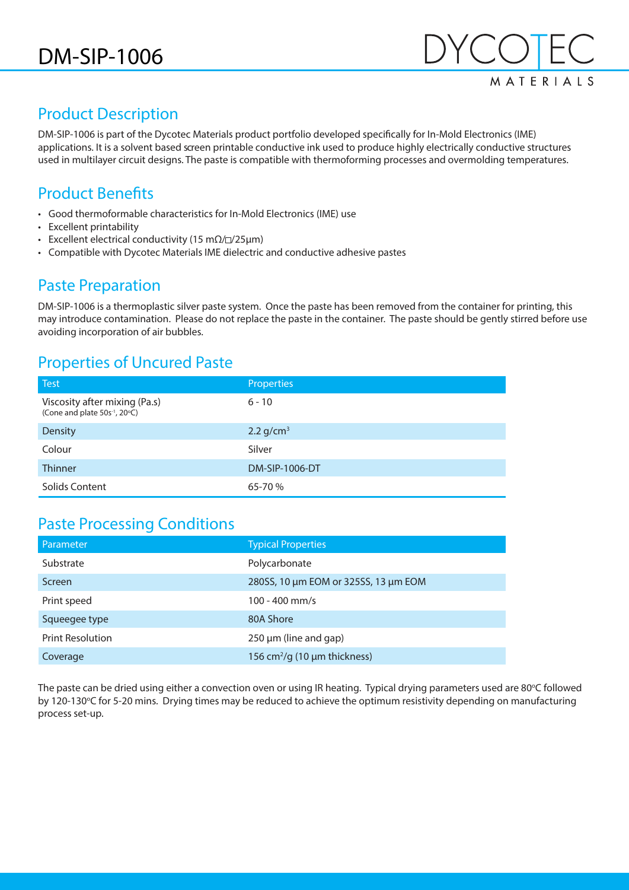# DM-SIP-1006

DYCOTEC MATERIALS

## Product Description

DM-SIP-1006 is part of the Dycotec Materials product portfolio developed specifically for In-Mold Electronics (IME) applications. It is a solvent based screen printable conductive ink used to produce highly electrically conductive structures used in multilayer circuit designs. The paste is compatible with thermoforming processes and overmolding temperatures.

## Product Benefits

- Good thermoformable characteristics for In-Mold Electronics (IME) use
- Excellent printability
- Excellent electrical conductivity (15 mΩ/□/25µm)
- Compatible with Dycotec Materials IME dielectric and conductive adhesive pastes

## Paste Preparation

DM-SIP-1006 is a thermoplastic silver paste system. Once the paste has been removed from the container for printing, this may introduce contamination. Please do not replace the paste in the container. The paste should be gently stirred before use avoiding incorporation of air bubbles.

## Properties of Uncured Paste

| Test | Properties |
|---|---|
| Viscosity after mixing (Pa.s) (Cone and plate $50s^{-1}$, 20°C) | 6 - 10 |
| Density | 2.2 $g/cm^3$ |
| Colour | Silver |
| Thinner | DM-SIP-1006-DT |
| Solids Content | 65-70 % |

## Paste Processing Conditions

| Parameter | Typical Properties |
|---|---|
| Substrate | Polycarbonate |
| Screen | 280SS, 10 µm EOM or 325SS, 13 µm EOM |
| Print speed | 100 - 400 mm/s |
| Squeegee type | 80A Shore |
| Print Resolution | 250 µm (line and gap) |
| Coverage | 156 $cm^2/g$ (10 µm thickness) |

The paste can be dried using either a convection oven or using IR heating. Typical drying parameters used are 80°C followed by 120-130°C for 5-20 mins. Drying times may be reduced to achieve the optimum resistivity depending on manufacturing process set-up.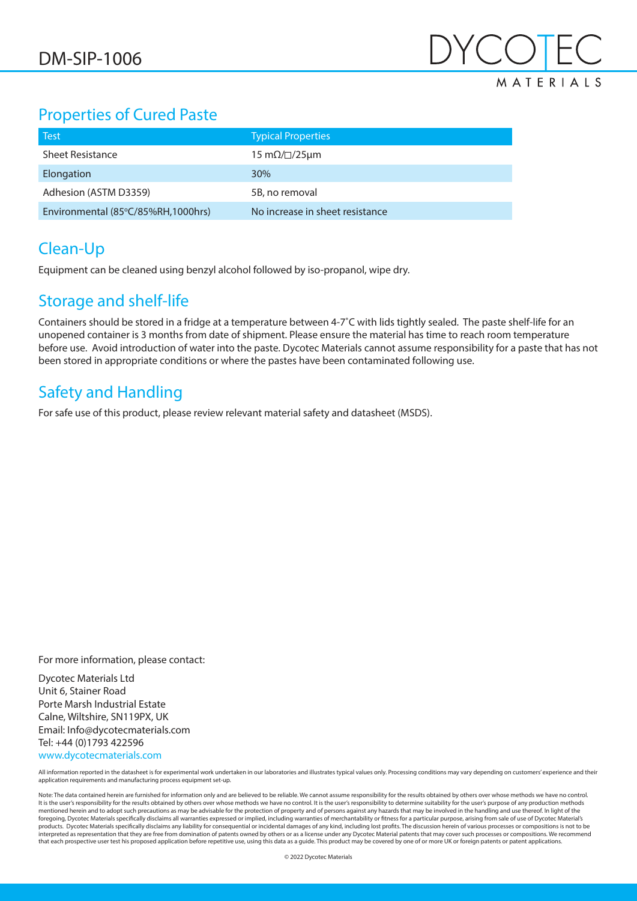## Properties of Cured Paste

| Test | Typical Properties |
|---|---|
| Sheet Resistance | 15 mΩ/□/25µm |
| Elongation | 30% |
| Adhesion (ASTM D3359) | 5B, no removal |
| Environmental (85°C/85%RH,1000hrs) | No increase in sheet resistance |

## Clean-Up

Equipment can be cleaned using benzyl alcohol followed by iso-propanol, wipe dry.

## Storage and shelf-life

Containers should be stored in a fridge at a temperature between 4-7˚C with lids tightly sealed. The paste shelf-life for an unopened container is 3 months from date of shipment. Please ensure the material has time to reach room temperature before use. Avoid introduction of water into the paste. Dycotec Materials cannot assume responsibility for a paste that has not been stored in appropriate conditions or where the pastes have been contaminated following use.

## Safety and Handling

For safe use of this product, please review relevant material safety and datasheet (MSDS).

For more information, please contact:

Dycotec Materials Ltd
Unit 6, Stainer Road
Porte Marsh Industrial Estate
Calne, Wiltshire, SN119PX, UK
Email: Info@dycotecmaterials.com
Tel: +44 (0)1793 422596
www.dycotecmaterials.com

All information reported in the datasheet is for experimental work undertaken in our laboratories and illustrates typical values only. Processing conditions may vary depending on customers' experience and their application requirements and manufacturing process equipment set-up.

Note: The data contained herein are furnished for information only and are believed to be reliable. We cannot assume responsibility for the results obtained by others over whose methods we have no control. It is the user's responsibility for the results obtained by others over whose methods we have no control. It is the user's responsibility to determine suitability for the user's purpose of any production methods mentioned herein and to adopt such precautions as may be advisable for the protection of property and of persons against any hazards that may be involved in the handling and use thereof. In light of the foregoing, Dycotec Materials specifically disclaims all warranties expressed or implied, including warranties of merchantability or fitness for a particular purpose, arising from sale of use of Dycotec Material's products. Dycotec Materials specifically disclaims any liability for consequential or incidental damages of any kind, including lost profits. The discussion herein of various processes or compositions is not to be interpreted as representation that they are free from domination of patents owned by others or as a license under any Dycotec Material patents that may cover such processes or compositions. We recommend that each prospective user test his proposed application before repetitive use, using this data as a guide. This product may be covered by one of or more UK or foreign patents or patent applications.

© 2022 Dycotec Materials